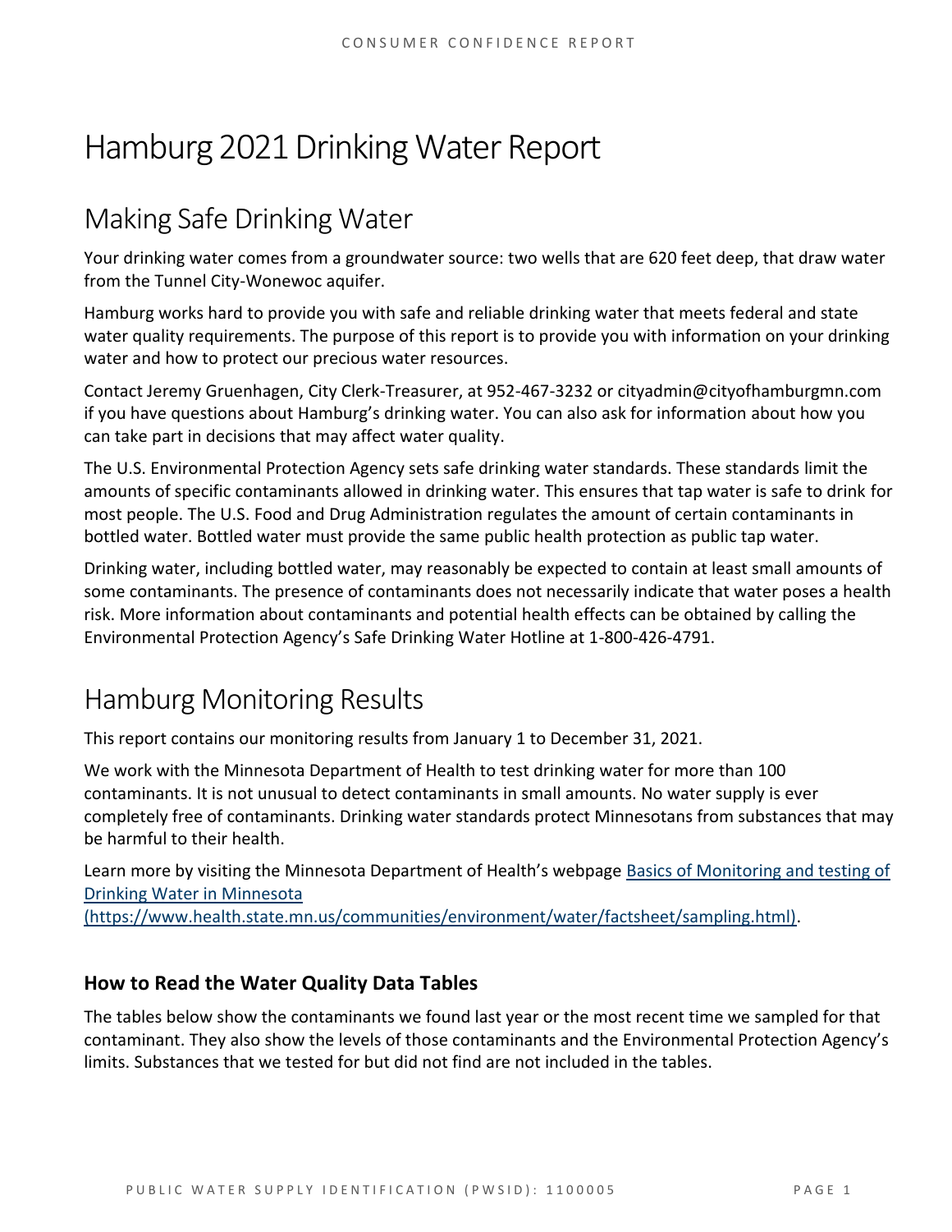# Hamburg 2021 Drinking Water Report

## Making Safe Drinking Water

Your drinking water comes from a groundwater source: two wells that are 620 feet deep, that draw water from the Tunnel City-Wonewoc aquifer.

Hamburg works hard to provide you with safe and reliable drinking water that meets federal and state water quality requirements. The purpose of this report is to provide you with information on your drinking water and how to protect our precious water resources.

Contact Jeremy Gruenhagen, City Clerk-Treasurer, at 952-467-3232 or cityadmin@cityofhamburgmn.com if you have questions about Hamburg's drinking water. You can also ask for information about how you can take part in decisions that may affect water quality.

The U.S. Environmental Protection Agency sets safe drinking water standards. These standards limit the amounts of specific contaminants allowed in drinking water. This ensures that tap water is safe to drink for most people. The U.S. Food and Drug Administration regulates the amount of certain contaminants in bottled water. Bottled water must provide the same public health protection as public tap water.

Drinking water, including bottled water, may reasonably be expected to contain at least small amounts of some contaminants. The presence of contaminants does not necessarily indicate that water poses a health risk. More information about contaminants and potential health effects can be obtained by calling the Environmental Protection Agency's Safe Drinking Water Hotline at 1-800-426-4791.

## Hamburg Monitoring Results

This report contains our monitoring results from January 1 to December 31, 2021.

We work with the Minnesota Department of Health to test drinking water for more than 100 contaminants. It is not unusual to detect contaminants in small amounts. No water supply is ever completely free of contaminants. Drinking water standards protect Minnesotans from substances that may be harmful to their health.

Learn more by visiting the Minnesota Department of Health's webpage [Basics of Monitoring and testing of Drinking Water in Minnesota (https://www.health.state.mn.us/communities/environment/water/factsheet/sampling.html)](https://www.health.state.mn.us/communities/environment/water/factsheet/sampling.html).

### How to Read the Water Quality Data Tables

The tables below show the contaminants we found last year or the most recent time we sampled for that contaminant. They also show the levels of those contaminants and the Environmental Protection Agency's limits. Substances that we tested for but did not find are not included in the tables.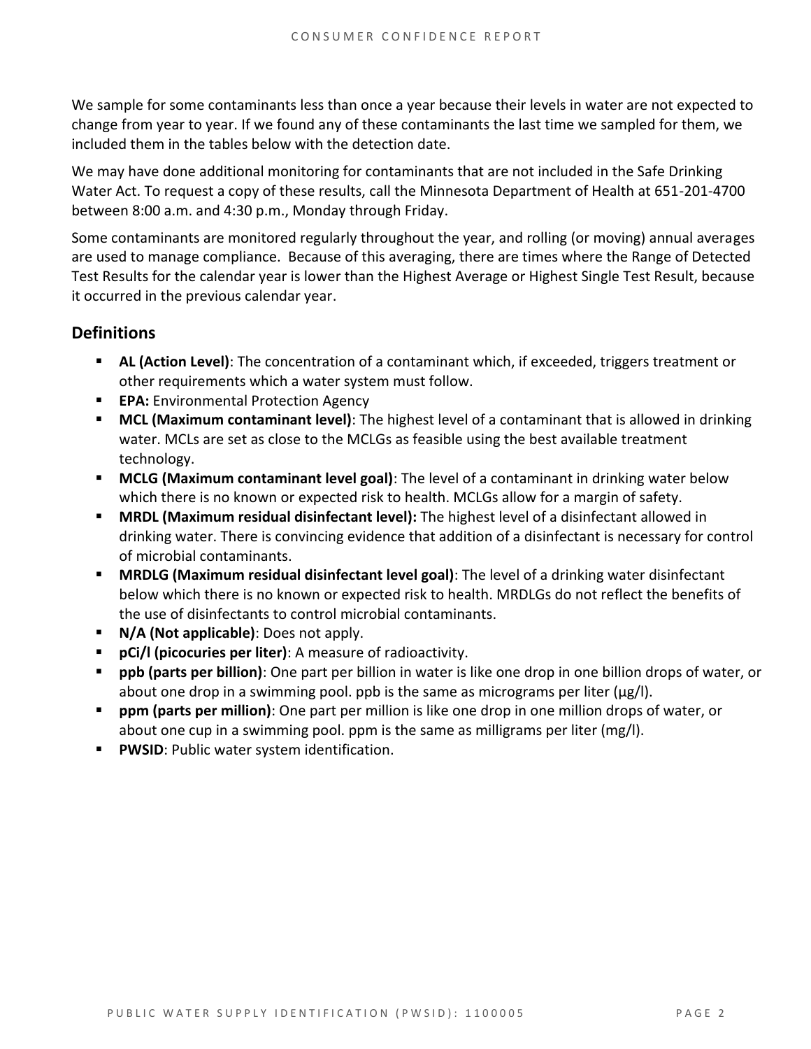We sample for some contaminants less than once a year because their levels in water are not expected to change from year to year. If we found any of these contaminants the last time we sampled for them, we included them in the tables below with the detection date.

We may have done additional monitoring for contaminants that are not included in the Safe Drinking Water Act. To request a copy of these results, call the Minnesota Department of Health at 651-201-4700 between 8:00 a.m. and 4:30 p.m., Monday through Friday.

Some contaminants are monitored regularly throughout the year, and rolling (or moving) annual averages are used to manage compliance. Because of this averaging, there are times where the Range of Detected Test Results for the calendar year is lower than the Highest Average or Highest Single Test Result, because it occurred in the previous calendar year.

## Definitions

- **AL (Action Level)**: The concentration of a contaminant which, if exceeded, triggers treatment or other requirements which a water system must follow.
- **EPA:** Environmental Protection Agency
- **MCL (Maximum contaminant level)**: The highest level of a contaminant that is allowed in drinking water. MCLs are set as close to the MCLGs as feasible using the best available treatment technology.
- **MCLG (Maximum contaminant level goal)**: The level of a contaminant in drinking water below which there is no known or expected risk to health. MCLGs allow for a margin of safety.
- **MRDL (Maximum residual disinfectant level):** The highest level of a disinfectant allowed in drinking water. There is convincing evidence that addition of a disinfectant is necessary for control of microbial contaminants.
- **MRDLG (Maximum residual disinfectant level goal)**: The level of a drinking water disinfectant below which there is no known or expected risk to health. MRDLGs do not reflect the benefits of the use of disinfectants to control microbial contaminants.
- **N/A (Not applicable)**: Does not apply.
- **pCi/l (picocuries per liter)**: A measure of radioactivity.
- **ppb (parts per billion)**: One part per billion in water is like one drop in one billion drops of water, or about one drop in a swimming pool. ppb is the same as micrograms per liter (μg/l).
- **ppm (parts per million)**: One part per million is like one drop in one million drops of water, or about one cup in a swimming pool. ppm is the same as milligrams per liter (mg/l).
- **PWSID**: Public water system identification.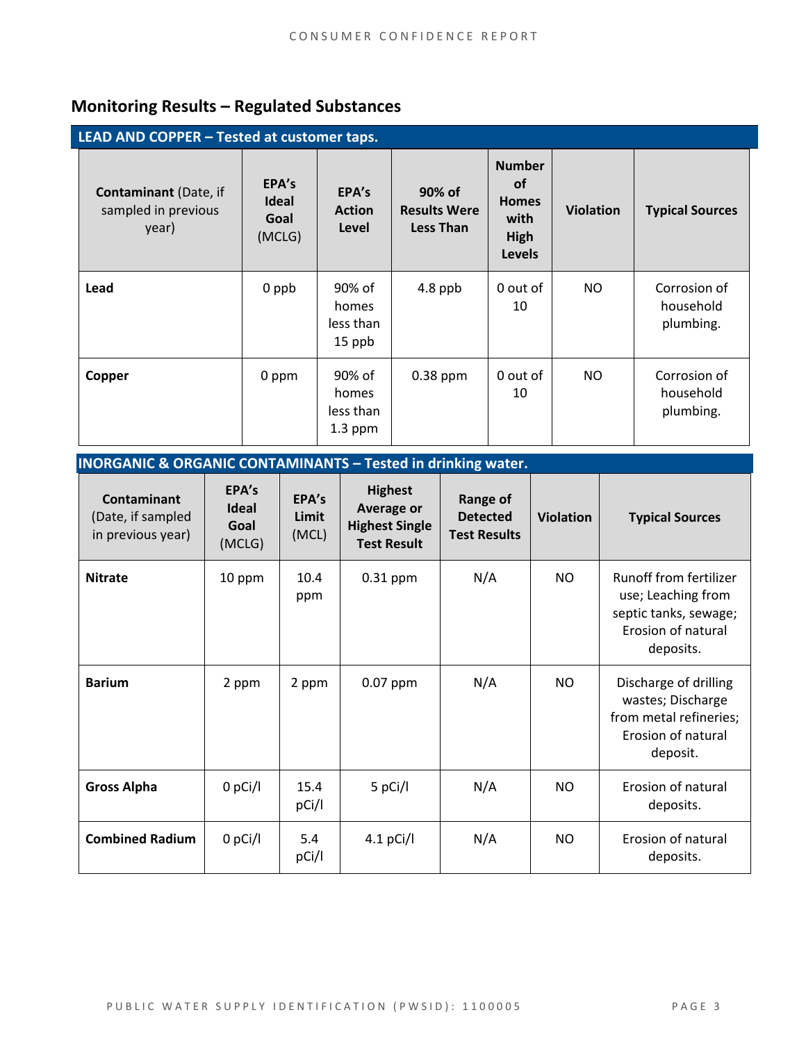## Monitoring Results – Regulated Substances

**LEAD AND COPPER – Tested at customer taps.**

| **Contaminant** (Date, if sampled in previous year) | **EPA's Ideal Goal** (MCLG) | **EPA's Action Level** | **90% of Results Were Less Than** | **Number of Homes with High Levels** | **Violation** | **Typical Sources** |
|---|---|---|---|---|---|---|
| **Lead** | 0 ppb | 90% of homes less than 15 ppb | 4.8 ppb | 0 out of 10 | NO | Corrosion of household plumbing. |
| **Copper** | 0 ppm | 90% of homes less than 1.3 ppm | 0.38 ppm | 0 out of 10 | NO | Corrosion of household plumbing. |

**INORGANIC & ORGANIC CONTAMINANTS – Tested in drinking water.**

| **Contaminant** (Date, if sampled in previous year) | **EPA's Ideal Goal** (MCLG) | **EPA's Limit** (MCL) | **Highest Average or Highest Single Test Result** | **Range of Detected Test Results** | **Violation** | **Typical Sources** |
|---|---|---|---|---|---|---|
| **Nitrate** | 10 ppm | 10.4 ppm | 0.31 ppm | N/A | NO | Runoff from fertilizer use; Leaching from septic tanks, sewage; Erosion of natural deposits. |
| **Barium** | 2 ppm | 2 ppm | 0.07 ppm | N/A | NO | Discharge of drilling wastes; Discharge from metal refineries; Erosion of natural deposit. |
| **Gross Alpha** | 0 pCi/l | 15.4 pCi/l | 5 pCi/l | N/A | NO | Erosion of natural deposits. |
| **Combined Radium** | 0 pCi/l | 5.4 pCi/l | 4.1 pCi/l | N/A | NO | Erosion of natural deposits. |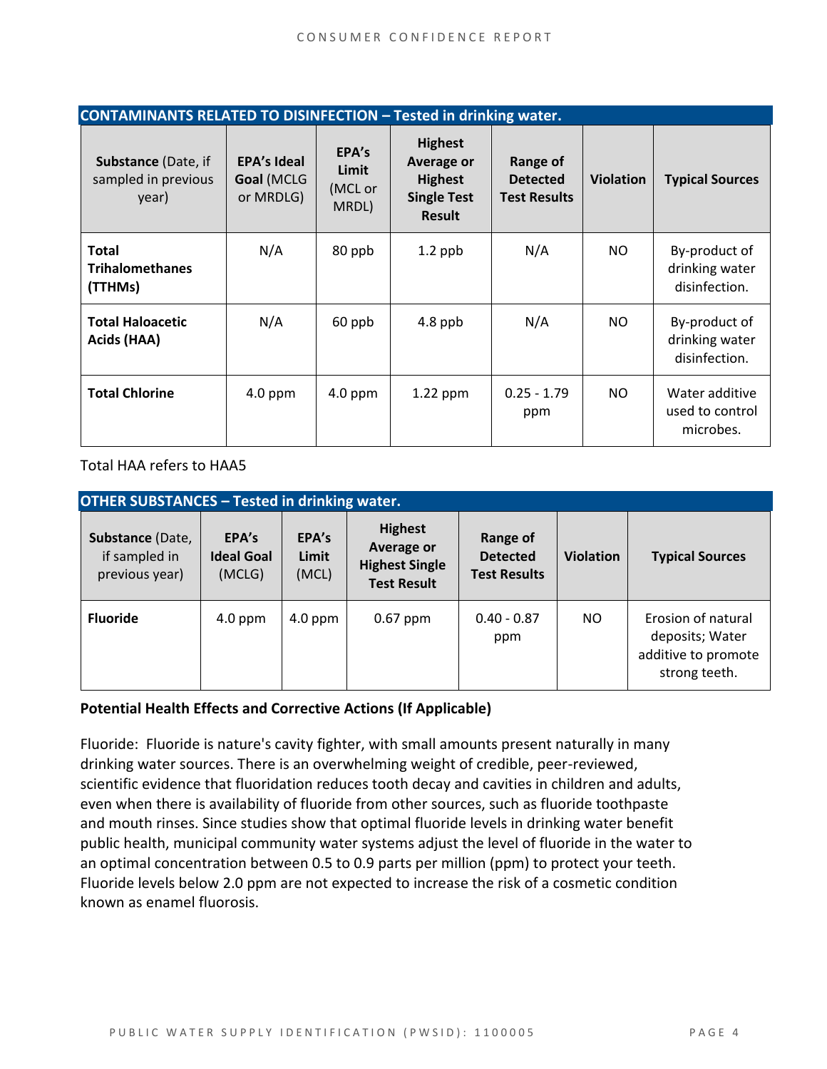| CONTAMINANTS RELATED TO DISINFECTION – Tested in drinking water. | | | | | | |
|---|---|---|---|---|---|---|
| **Substance** (Date, if sampled in previous year) | **EPA's Ideal Goal** (MCLG or MRDLG) | **EPA's Limit** (MCL or MRDL) | **Highest Average or Highest Single Test Result** | **Range of Detected Test Results** | **Violation** | **Typical Sources** |
| **Total Trihalomethanes (TTHMs)** | N/A | 80 ppb | 1.2 ppb | N/A | NO | By-product of drinking water disinfection. |
| **Total Haloacetic Acids (HAA)** | N/A | 60 ppb | 4.8 ppb | N/A | NO | By-product of drinking water disinfection. |
| **Total Chlorine** | 4.0 ppm | 4.0 ppm | 1.22 ppm | 0.25 - 1.79 ppm | NO | Water additive used to control microbes. |

Total HAA refers to HAA5

| OTHER SUBSTANCES – Tested in drinking water. | | | | | | |
|---|---|---|---|---|---|---|
| **Substance** (Date, if sampled in previous year) | **EPA's Ideal Goal** (MCLG) | **EPA's Limit** (MCL) | **Highest Average or Highest Single Test Result** | **Range of Detected Test Results** | **Violation** | **Typical Sources** |
| **Fluoride** | 4.0 ppm | 4.0 ppm | 0.67 ppm | 0.40 - 0.87 ppm | NO | Erosion of natural deposits; Water additive to promote strong teeth. |

**Potential Health Effects and Corrective Actions (If Applicable)**

Fluoride: Fluoride is nature's cavity fighter, with small amounts present naturally in many drinking water sources. There is an overwhelming weight of credible, peer-reviewed, scientific evidence that fluoridation reduces tooth decay and cavities in children and adults, even when there is availability of fluoride from other sources, such as fluoride toothpaste and mouth rinses. Since studies show that optimal fluoride levels in drinking water benefit public health, municipal community water systems adjust the level of fluoride in the water to an optimal concentration between 0.5 to 0.9 parts per million (ppm) to protect your teeth. Fluoride levels below 2.0 ppm are not expected to increase the risk of a cosmetic condition known as enamel fluorosis.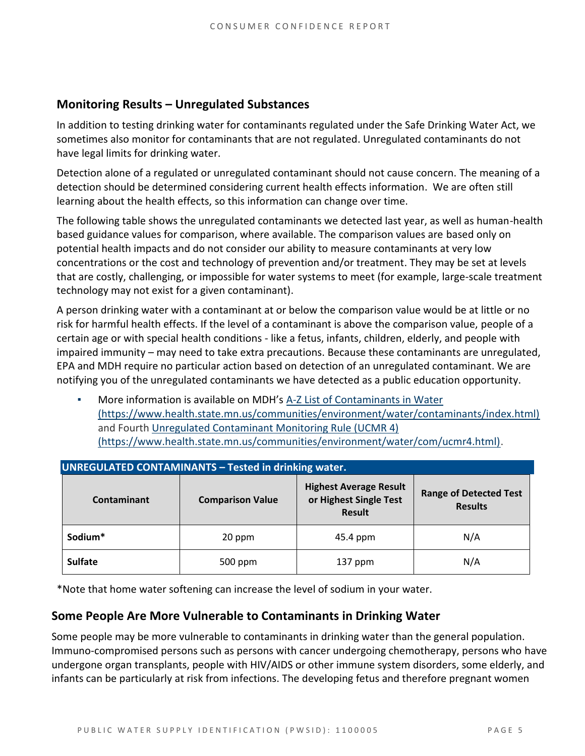## Monitoring Results – Unregulated Substances

In addition to testing drinking water for contaminants regulated under the Safe Drinking Water Act, we sometimes also monitor for contaminants that are not regulated. Unregulated contaminants do not have legal limits for drinking water.

Detection alone of a regulated or unregulated contaminant should not cause concern. The meaning of a detection should be determined considering current health effects information. We are often still learning about the health effects, so this information can change over time.

The following table shows the unregulated contaminants we detected last year, as well as human-health based guidance values for comparison, where available. The comparison values are based only on potential health impacts and do not consider our ability to measure contaminants at very low concentrations or the cost and technology of prevention and/or treatment. They may be set at levels that are costly, challenging, or impossible for water systems to meet (for example, large-scale treatment technology may not exist for a given contaminant).

A person drinking water with a contaminant at or below the comparison value would be at little or no risk for harmful health effects. If the level of a contaminant is above the comparison value, people of a certain age or with special health conditions - like a fetus, infants, children, elderly, and people with impaired immunity – may need to take extra precautions. Because these contaminants are unregulated, EPA and MDH require no particular action based on detection of an unregulated contaminant. We are notifying you of the unregulated contaminants we have detected as a public education opportunity.

- More information is available on MDH's A-Z List of Contaminants in Water (https://www.health.state.mn.us/communities/environment/water/contaminants/index.html) and Fourth Unregulated Contaminant Monitoring Rule (UCMR 4) (https://www.health.state.mn.us/communities/environment/water/com/ucmr4.html).

**UNREGULATED CONTAMINANTS – Tested in drinking water.**

| Contaminant | Comparison Value | Highest Average Result or Highest Single Test Result | Range of Detected Test Results |
|---|---|---|---|
| **Sodium*** | 20 ppm | 45.4 ppm | N/A |
| **Sulfate** | 500 ppm | 137 ppm | N/A |

*Note that home water softening can increase the level of sodium in your water.

## Some People Are More Vulnerable to Contaminants in Drinking Water

Some people may be more vulnerable to contaminants in drinking water than the general population. Immuno-compromised persons such as persons with cancer undergoing chemotherapy, persons who have undergone organ transplants, people with HIV/AIDS or other immune system disorders, some elderly, and infants can be particularly at risk from infections. The developing fetus and therefore pregnant women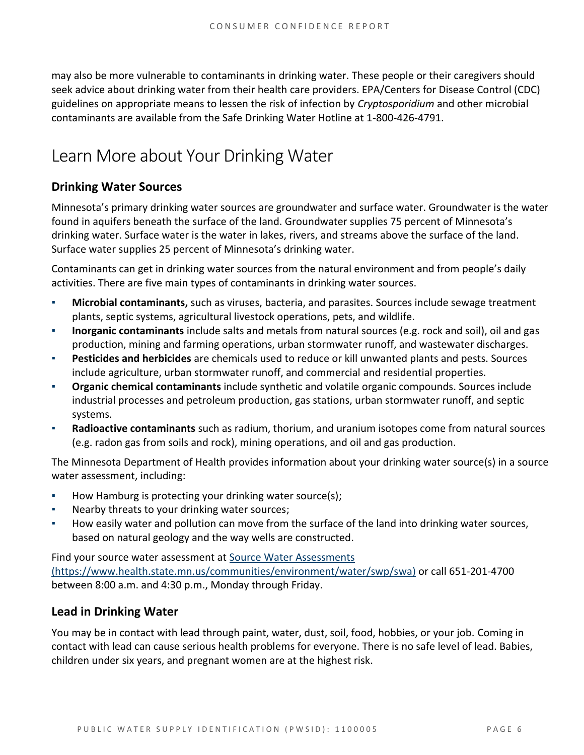may also be more vulnerable to contaminants in drinking water. These people or their caregivers should seek advice about drinking water from their health care providers. EPA/Centers for Disease Control (CDC) guidelines on appropriate means to lessen the risk of infection by *Cryptosporidium* and other microbial contaminants are available from the Safe Drinking Water Hotline at 1-800-426-4791.

# Learn More about Your Drinking Water

## Drinking Water Sources

Minnesota's primary drinking water sources are groundwater and surface water. Groundwater is the water found in aquifers beneath the surface of the land. Groundwater supplies 75 percent of Minnesota's drinking water. Surface water is the water in lakes, rivers, and streams above the surface of the land. Surface water supplies 25 percent of Minnesota's drinking water.

Contaminants can get in drinking water sources from the natural environment and from people's daily activities. There are five main types of contaminants in drinking water sources.

- **Microbial contaminants,** such as viruses, bacteria, and parasites. Sources include sewage treatment plants, septic systems, agricultural livestock operations, pets, and wildlife.
- **Inorganic contaminants** include salts and metals from natural sources (e.g. rock and soil), oil and gas production, mining and farming operations, urban stormwater runoff, and wastewater discharges.
- **Pesticides and herbicides** are chemicals used to reduce or kill unwanted plants and pests. Sources include agriculture, urban stormwater runoff, and commercial and residential properties.
- **Organic chemical contaminants** include synthetic and volatile organic compounds. Sources include industrial processes and petroleum production, gas stations, urban stormwater runoff, and septic systems.
- **Radioactive contaminants** such as radium, thorium, and uranium isotopes come from natural sources (e.g. radon gas from soils and rock), mining operations, and oil and gas production.

The Minnesota Department of Health provides information about your drinking water source(s) in a source water assessment, including:

- How Hamburg is protecting your drinking water source(s);
- Nearby threats to your drinking water sources;
- How easily water and pollution can move from the surface of the land into drinking water sources, based on natural geology and the way wells are constructed.

Find your source water assessment at [Source Water Assessments (https://www.health.state.mn.us/communities/environment/water/swp/swa)](https://www.health.state.mn.us/communities/environment/water/swp/swa) or call 651-201-4700 between 8:00 a.m. and 4:30 p.m., Monday through Friday.

## Lead in Drinking Water

You may be in contact with lead through paint, water, dust, soil, food, hobbies, or your job. Coming in contact with lead can cause serious health problems for everyone. There is no safe level of lead. Babies, children under six years, and pregnant women are at the highest risk.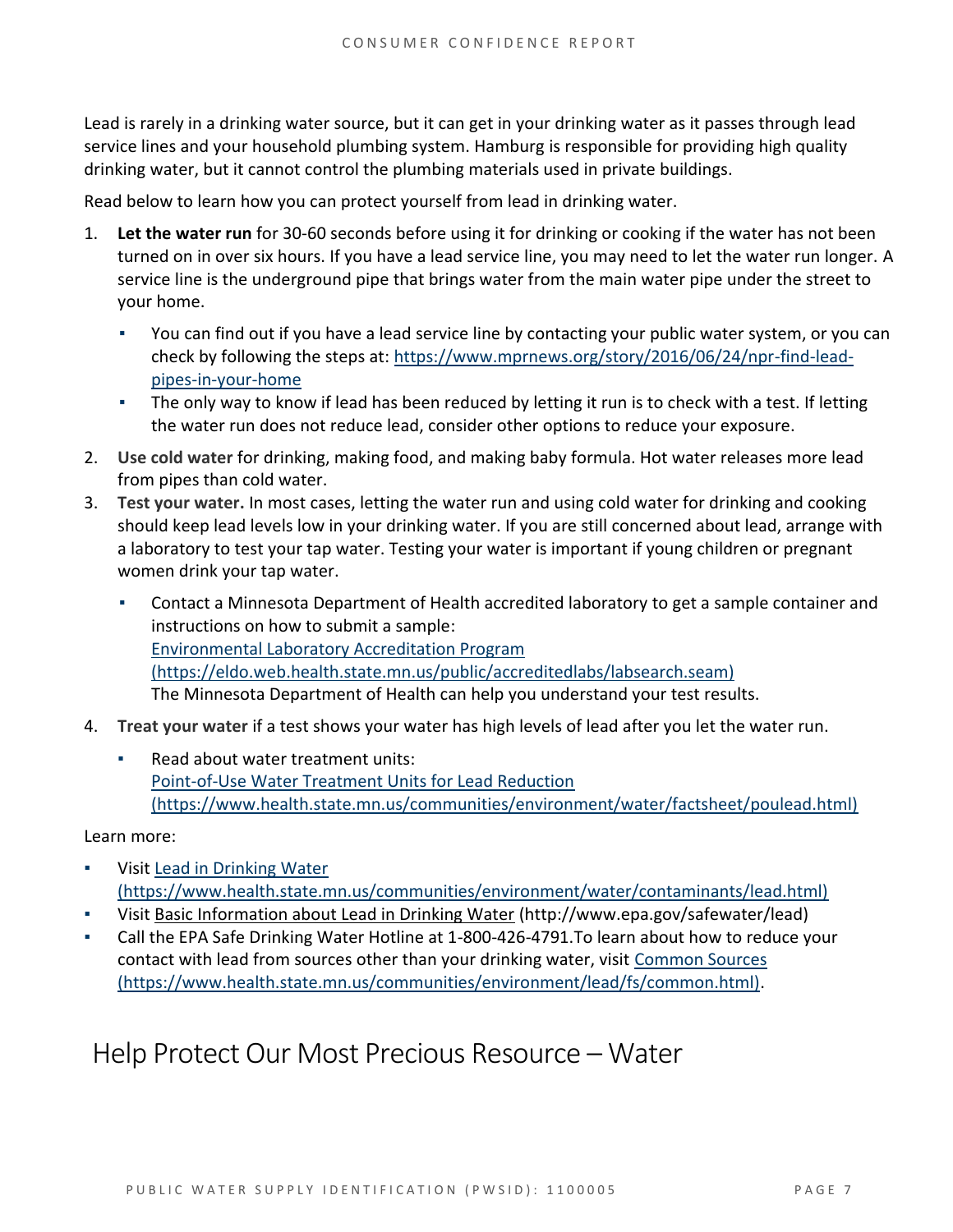Lead is rarely in a drinking water source, but it can get in your drinking water as it passes through lead service lines and your household plumbing system. Hamburg is responsible for providing high quality drinking water, but it cannot control the plumbing materials used in private buildings.

Read below to learn how you can protect yourself from lead in drinking water.

1. **Let the water run** for 30-60 seconds before using it for drinking or cooking if the water has not been turned on in over six hours. If you have a lead service line, you may need to let the water run longer. A service line is the underground pipe that brings water from the main water pipe under the street to your home.
   - You can find out if you have a lead service line by contacting your public water system, or you can check by following the steps at: [https://www.mprnews.org/story/2016/06/24/npr-find-lead-pipes-in-your-home](https://www.mprnews.org/story/2016/06/24/npr-find-lead-pipes-in-your-home)
   - The only way to know if lead has been reduced by letting it run is to check with a test. If letting the water run does not reduce lead, consider other options to reduce your exposure.
2. **Use cold water** for drinking, making food, and making baby formula. Hot water releases more lead from pipes than cold water.
3. **Test your water.** In most cases, letting the water run and using cold water for drinking and cooking should keep lead levels low in your drinking water. If you are still concerned about lead, arrange with a laboratory to test your tap water. Testing your water is important if young children or pregnant women drink your tap water.
   - Contact a Minnesota Department of Health accredited laboratory to get a sample container and instructions on how to submit a sample:
     [Environmental Laboratory Accreditation Program (https://eldo.web.health.state.mn.us/public/accreditedlabs/labsearch.seam)](https://eldo.web.health.state.mn.us/public/accreditedlabs/labsearch.seam)
     The Minnesota Department of Health can help you understand your test results.
4. **Treat your water** if a test shows your water has high levels of lead after you let the water run.
   - Read about water treatment units:
     [Point-of-Use Water Treatment Units for Lead Reduction (https://www.health.state.mn.us/communities/environment/water/factsheet/poulead.html)](https://www.health.state.mn.us/communities/environment/water/factsheet/poulead.html)

Learn more:

- Visit [Lead in Drinking Water (https://www.health.state.mn.us/communities/environment/water/contaminants/lead.html)](https://www.health.state.mn.us/communities/environment/water/contaminants/lead.html)
- Visit Basic Information about Lead in Drinking Water (http://www.epa.gov/safewater/lead)
- Call the EPA Safe Drinking Water Hotline at 1-800-426-4791.To learn about how to reduce your contact with lead from sources other than your drinking water, visit [Common Sources (https://www.health.state.mn.us/communities/environment/lead/fs/common.html)](https://www.health.state.mn.us/communities/environment/lead/fs/common.html).

# Help Protect Our Most Precious Resource – Water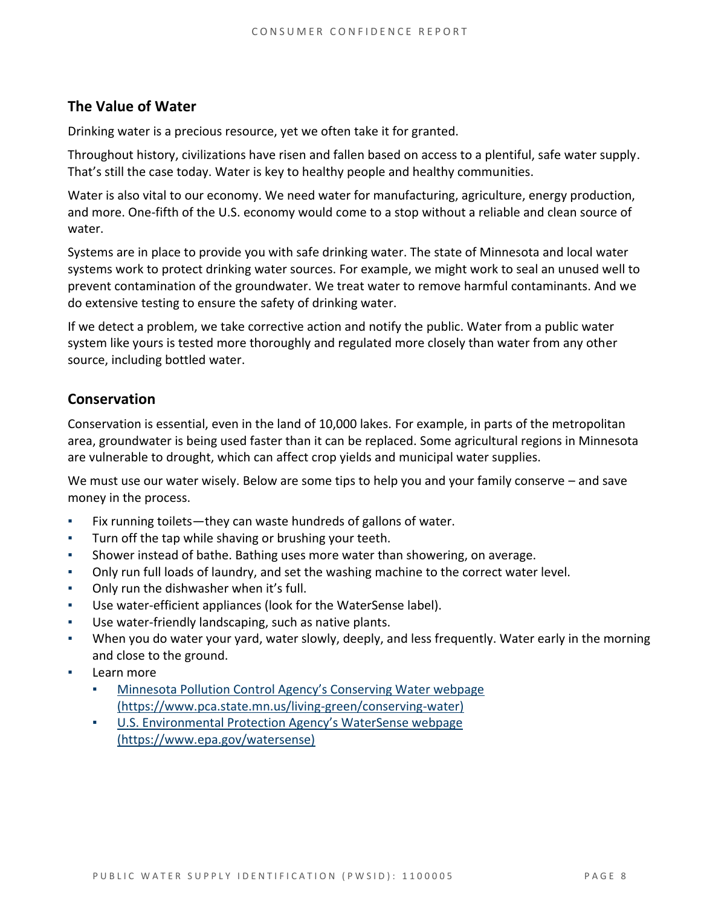## The Value of Water

Drinking water is a precious resource, yet we often take it for granted.

Throughout history, civilizations have risen and fallen based on access to a plentiful, safe water supply. That's still the case today. Water is key to healthy people and healthy communities.

Water is also vital to our economy. We need water for manufacturing, agriculture, energy production, and more. One-fifth of the U.S. economy would come to a stop without a reliable and clean source of water.

Systems are in place to provide you with safe drinking water. The state of Minnesota and local water systems work to protect drinking water sources. For example, we might work to seal an unused well to prevent contamination of the groundwater. We treat water to remove harmful contaminants. And we do extensive testing to ensure the safety of drinking water.

If we detect a problem, we take corrective action and notify the public. Water from a public water system like yours is tested more thoroughly and regulated more closely than water from any other source, including bottled water.

## Conservation

Conservation is essential, even in the land of 10,000 lakes. For example, in parts of the metropolitan area, groundwater is being used faster than it can be replaced. Some agricultural regions in Minnesota are vulnerable to drought, which can affect crop yields and municipal water supplies.

We must use our water wisely. Below are some tips to help you and your family conserve – and save money in the process.

- Fix running toilets—they can waste hundreds of gallons of water.
- Turn off the tap while shaving or brushing your teeth.
- Shower instead of bathe. Bathing uses more water than showering, on average.
- Only run full loads of laundry, and set the washing machine to the correct water level.
- Only run the dishwasher when it's full.
- Use water-efficient appliances (look for the WaterSense label).
- Use water-friendly landscaping, such as native plants.
- When you do water your yard, water slowly, deeply, and less frequently. Water early in the morning and close to the ground.
- Learn more
  - [Minnesota Pollution Control Agency's Conserving Water webpage (https://www.pca.state.mn.us/living-green/conserving-water)](https://www.pca.state.mn.us/living-green/conserving-water)
  - [U.S. Environmental Protection Agency's WaterSense webpage (https://www.epa.gov/watersense)](https://www.epa.gov/watersense)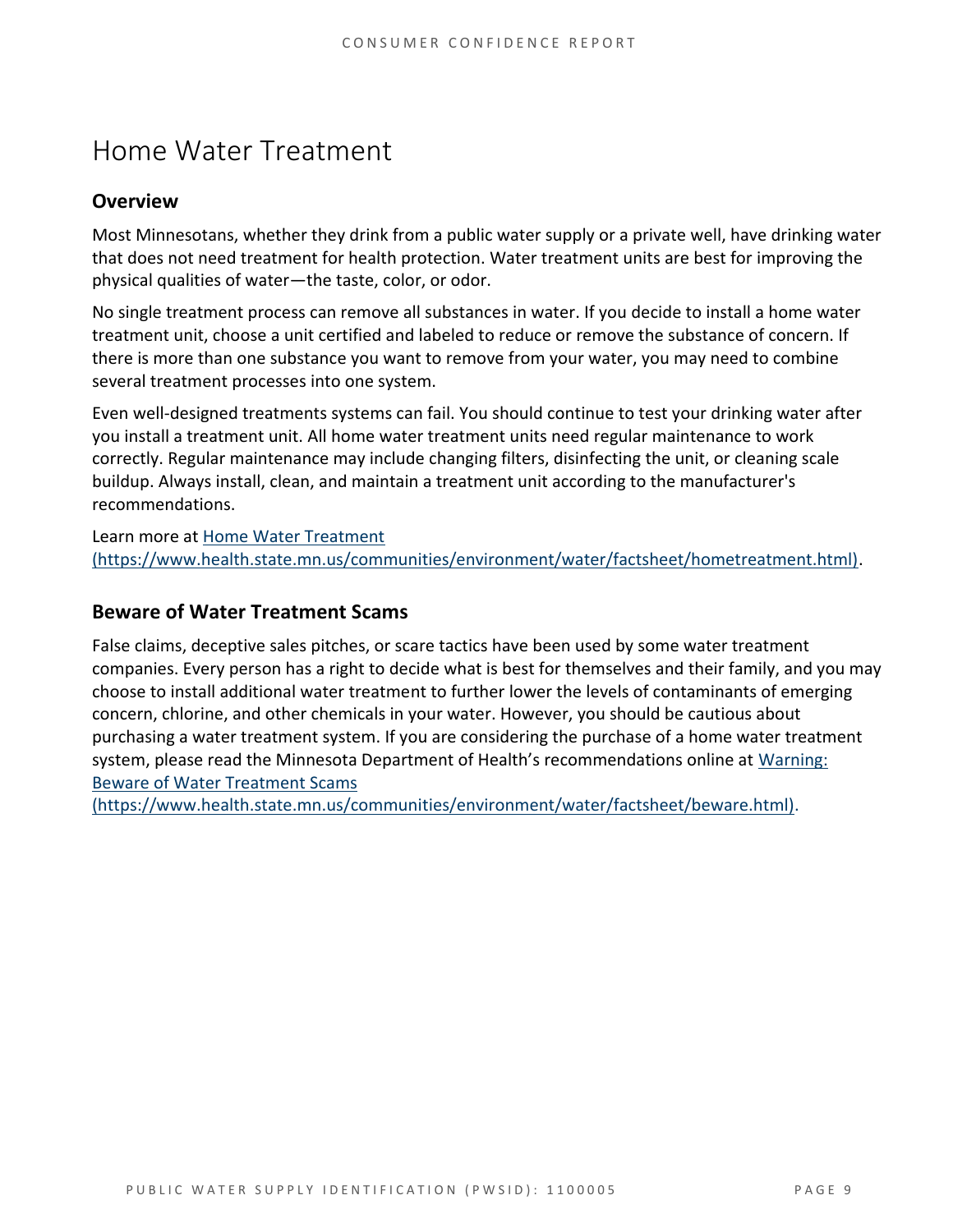# Home Water Treatment

## Overview

Most Minnesotans, whether they drink from a public water supply or a private well, have drinking water that does not need treatment for health protection. Water treatment units are best for improving the physical qualities of water—the taste, color, or odor.

No single treatment process can remove all substances in water. If you decide to install a home water treatment unit, choose a unit certified and labeled to reduce or remove the substance of concern. If there is more than one substance you want to remove from your water, you may need to combine several treatment processes into one system.

Even well-designed treatments systems can fail. You should continue to test your drinking water after you install a treatment unit. All home water treatment units need regular maintenance to work correctly. Regular maintenance may include changing filters, disinfecting the unit, or cleaning scale buildup. Always install, clean, and maintain a treatment unit according to the manufacturer's recommendations.

Learn more at [Home Water Treatment (https://www.health.state.mn.us/communities/environment/water/factsheet/hometreatment.html)](https://www.health.state.mn.us/communities/environment/water/factsheet/hometreatment.html).

## Beware of Water Treatment Scams

False claims, deceptive sales pitches, or scare tactics have been used by some water treatment companies. Every person has a right to decide what is best for themselves and their family, and you may choose to install additional water treatment to further lower the levels of contaminants of emerging concern, chlorine, and other chemicals in your water. However, you should be cautious about purchasing a water treatment system. If you are considering the purchase of a home water treatment system, please read the Minnesota Department of Health's recommendations online at [Warning: Beware of Water Treatment Scams (https://www.health.state.mn.us/communities/environment/water/factsheet/beware.html)](https://www.health.state.mn.us/communities/environment/water/factsheet/beware.html).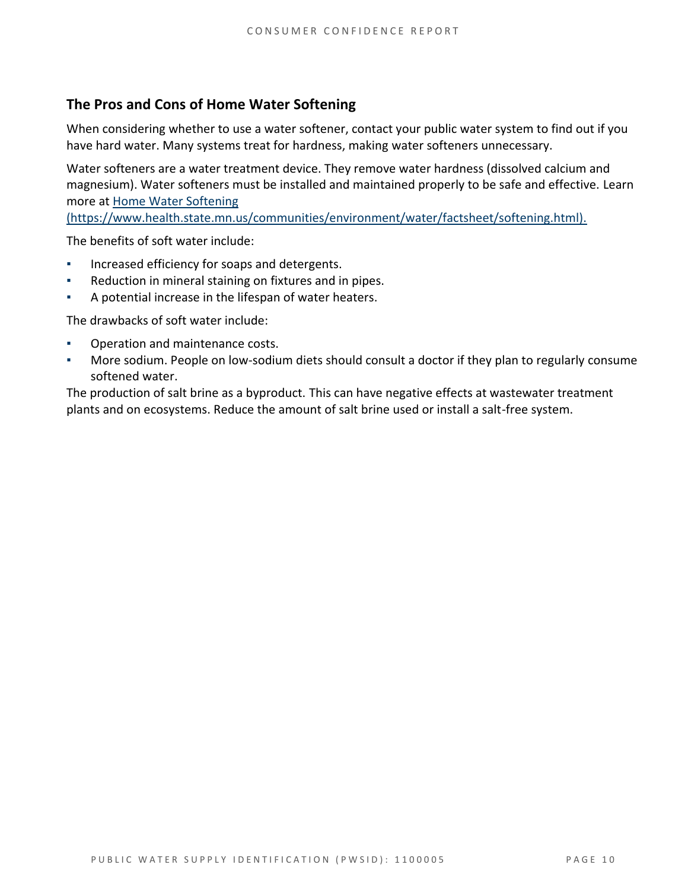## The Pros and Cons of Home Water Softening

When considering whether to use a water softener, contact your public water system to find out if you have hard water. Many systems treat for hardness, making water softeners unnecessary.

Water softeners are a water treatment device. They remove water hardness (dissolved calcium and magnesium). Water softeners must be installed and maintained properly to be safe and effective. Learn more at [Home Water Softening (https://www.health.state.mn.us/communities/environment/water/factsheet/softening.html).](https://www.health.state.mn.us/communities/environment/water/factsheet/softening.html)

The benefits of soft water include:

- Increased efficiency for soaps and detergents.
- Reduction in mineral staining on fixtures and in pipes.
- A potential increase in the lifespan of water heaters.

The drawbacks of soft water include:

- Operation and maintenance costs.
- More sodium. People on low-sodium diets should consult a doctor if they plan to regularly consume softened water.

The production of salt brine as a byproduct. This can have negative effects at wastewater treatment plants and on ecosystems. Reduce the amount of salt brine used or install a salt-free system.